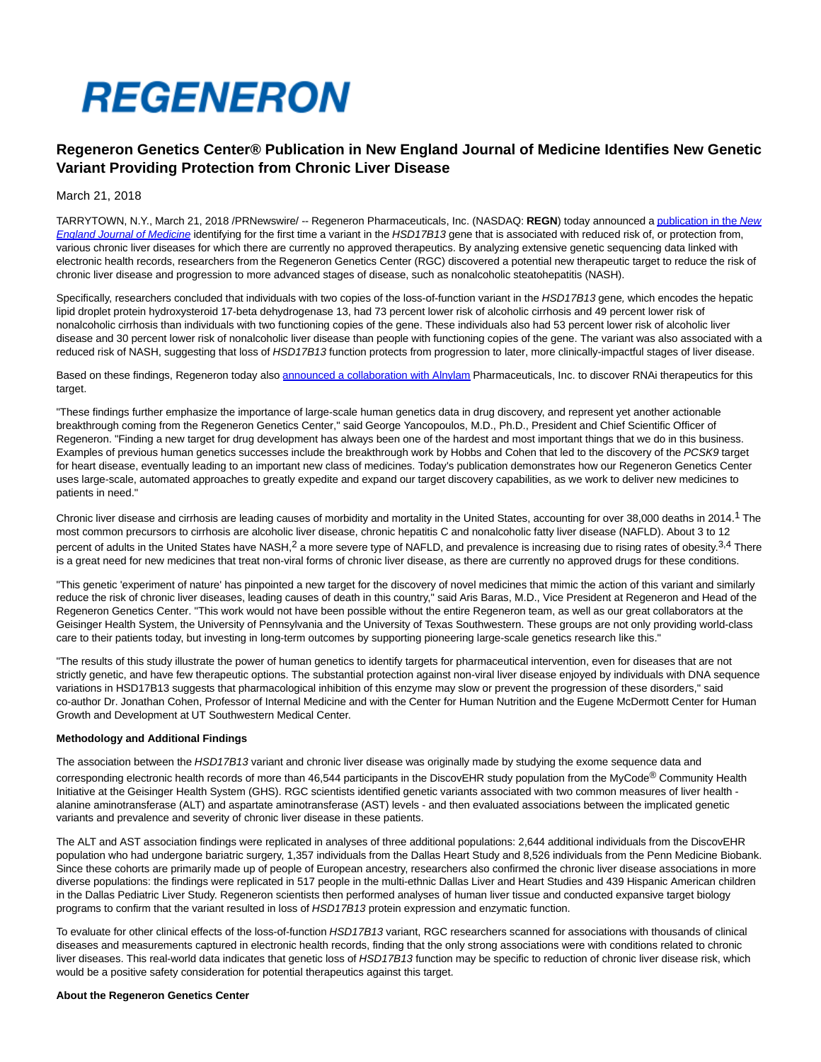# REGENERON

## Regeneron Genetics Center® Publication in New England Journal of Medicine Identifies New Genetic Variant Providing Protection from Chronic Liver Disease

March 21, 2018

TARRYTOWN, N.Y., March 21, 2018 /PRNewswire/ -- Regeneron Pharmaceuticals, Inc. (NASDAQ: **REGN**) today announced a publication in the *New England Journal of Medicine* identifying for the first time a variant in the *HSD17B13* gene that is associated with reduced risk of, or protection from, various chronic liver diseases for which there are currently no approved therapeutics. By analyzing extensive genetic sequencing data linked with electronic health records, researchers from the Regeneron Genetics Center (RGC) discovered a potential new therapeutic target to reduce the risk of chronic liver disease and progression to more advanced stages of disease, such as nonalcoholic steatohepatitis (NASH).

Specifically, researchers concluded that individuals with two copies of the loss-of-function variant in the *HSD17B13* gene*,* which encodes the hepatic lipid droplet protein hydroxysteroid 17-beta dehydrogenase 13, had 73 percent lower risk of alcoholic cirrhosis and 49 percent lower risk of nonalcoholic cirrhosis than individuals with two functioning copies of the gene. These individuals also had 53 percent lower risk of alcoholic liver disease and 30 percent lower risk of nonalcoholic liver disease than people with functioning copies of the gene. The variant was also associated with a reduced risk of NASH, suggesting that loss of *HSD17B13* function protects from progression to later, more clinically-impactful stages of liver disease.

Based on these findings, Regeneron today also announced a collaboration with Alnylam Pharmaceuticals, Inc. to discover RNAi therapeutics for this target.

"These findings further emphasize the importance of large-scale human genetics data in drug discovery, and represent yet another actionable breakthrough coming from the Regeneron Genetics Center," said George Yancopoulos, M.D., Ph.D., President and Chief Scientific Officer of Regeneron. "Finding a new target for drug development has always been one of the hardest and most important things that we do in this business. Examples of previous human genetics successes include the breakthrough work by Hobbs and Cohen that led to the discovery of the *PCSK9* target for heart disease, eventually leading to an important new class of medicines. Today's publication demonstrates how our Regeneron Genetics Center uses large-scale, automated approaches to greatly expedite and expand our target discovery capabilities, as we work to deliver new medicines to patients in need."

Chronic liver disease and cirrhosis are leading causes of morbidity and mortality in the United States, accounting for over 38,000 deaths in 2014.[1] The most common precursors to cirrhosis are alcoholic liver disease, chronic hepatitis C and nonalcoholic fatty liver disease (NAFLD). About 3 to 12 percent of adults in the United States have NASH,[2] a more severe type of NAFLD, and prevalence is increasing due to rising rates of obesity.[3,4] There is a great need for new medicines that treat non-viral forms of chronic liver disease, as there are currently no approved drugs for these conditions.

"This genetic 'experiment of nature' has pinpointed a new target for the discovery of novel medicines that mimic the action of this variant and similarly reduce the risk of chronic liver diseases, leading causes of death in this country," said Aris Baras, M.D., Vice President at Regeneron and Head of the Regeneron Genetics Center. "This work would not have been possible without the entire Regeneron team, as well as our great collaborators at the Geisinger Health System, the University of Pennsylvania and the University of Texas Southwestern. These groups are not only providing world-class care to their patients today, but investing in long-term outcomes by supporting pioneering large-scale genetics research like this."

"The results of this study illustrate the power of human genetics to identify targets for pharmaceutical intervention, even for diseases that are not strictly genetic, and have few therapeutic options. The substantial protection against non-viral liver disease enjoyed by individuals with DNA sequence variations in HSD17B13 suggests that pharmacological inhibition of this enzyme may slow or prevent the progression of these disorders," said co-author Dr. Jonathan Cohen, Professor of Internal Medicine and with the Center for Human Nutrition and the Eugene McDermott Center for Human Growth and Development at UT Southwestern Medical Center.

**Methodology and Additional Findings**

The association between the *HSD17B13* variant and chronic liver disease was originally made by studying the exome sequence data and corresponding electronic health records of more than 46,544 participants in the DiscovEHR study population from the MyCode® Community Health Initiative at the Geisinger Health System (GHS). RGC scientists identified genetic variants associated with two common measures of liver health - alanine aminotransferase (ALT) and aspartate aminotransferase (AST) levels - and then evaluated associations between the implicated genetic variants and prevalence and severity of chronic liver disease in these patients.

The ALT and AST association findings were replicated in analyses of three additional populations: 2,644 additional individuals from the DiscovEHR population who had undergone bariatric surgery, 1,357 individuals from the Dallas Heart Study and 8,526 individuals from the Penn Medicine Biobank. Since these cohorts are primarily made up of people of European ancestry, researchers also confirmed the chronic liver disease associations in more diverse populations: the findings were replicated in 517 people in the multi-ethnic Dallas Liver and Heart Studies and 439 Hispanic American children in the Dallas Pediatric Liver Study. Regeneron scientists then performed analyses of human liver tissue and conducted expansive target biology programs to confirm that the variant resulted in loss of *HSD17B13* protein expression and enzymatic function.

To evaluate for other clinical effects of the loss-of-function *HSD17B13* variant, RGC researchers scanned for associations with thousands of clinical diseases and measurements captured in electronic health records, finding that the only strong associations were with conditions related to chronic liver diseases. This real-world data indicates that genetic loss of *HSD17B13* function may be specific to reduction of chronic liver disease risk, which would be a positive safety consideration for potential therapeutics against this target.

**About the Regeneron Genetics Center**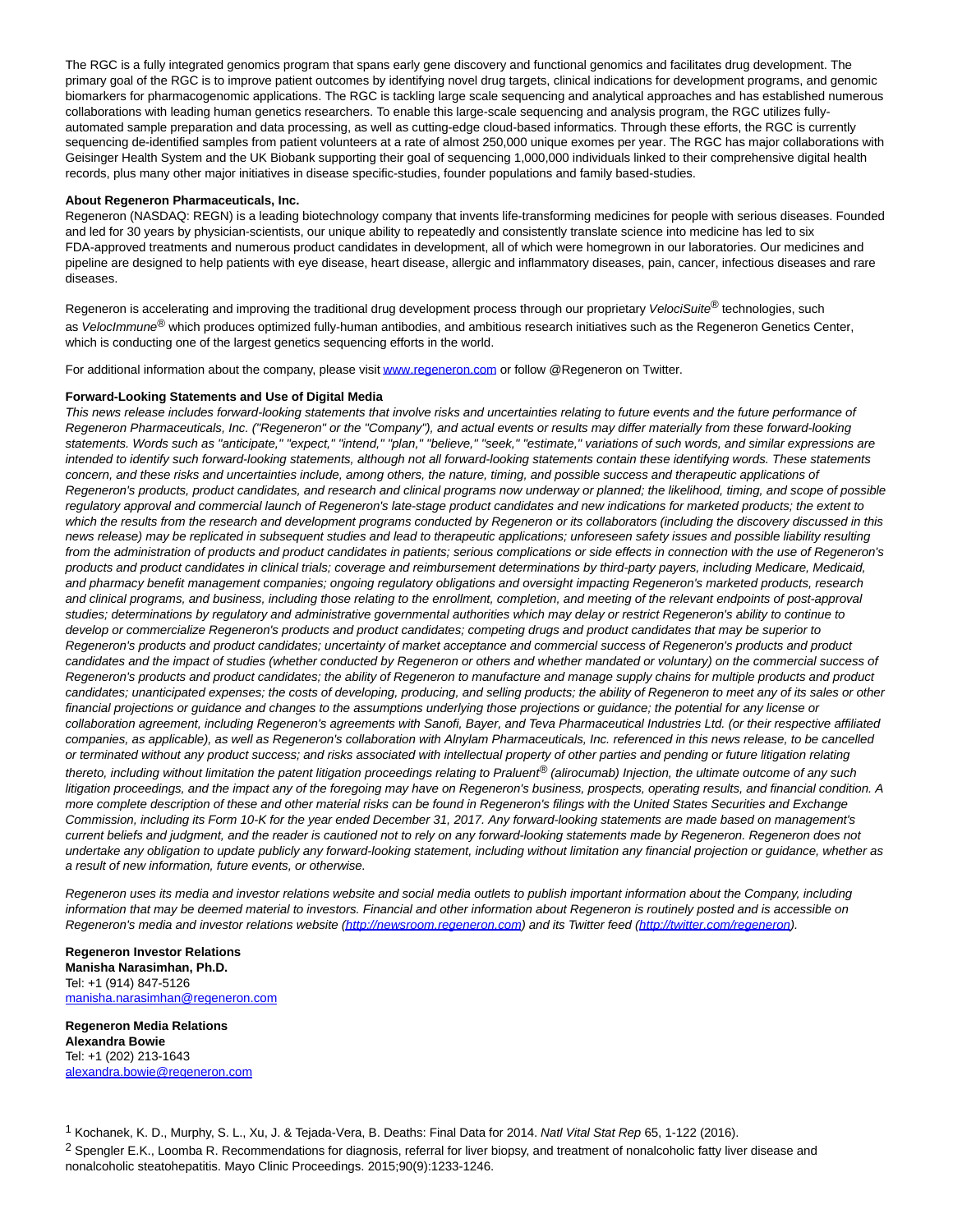The RGC is a fully integrated genomics program that spans early gene discovery and functional genomics and facilitates drug development. The primary goal of the RGC is to improve patient outcomes by identifying novel drug targets, clinical indications for development programs, and genomic biomarkers for pharmacogenomic applications. The RGC is tackling large scale sequencing and analytical approaches and has established numerous collaborations with leading human genetics researchers. To enable this large-scale sequencing and analysis program, the RGC utilizes fully-automated sample preparation and data processing, as well as cutting-edge cloud-based informatics. Through these efforts, the RGC is currently sequencing de-identified samples from patient volunteers at a rate of almost 250,000 unique exomes per year. The RGC has major collaborations with Geisinger Health System and the UK Biobank supporting their goal of sequencing 1,000,000 individuals linked to their comprehensive digital health records, plus many other major initiatives in disease specific-studies, founder populations and family based-studies.

**About Regeneron Pharmaceuticals, Inc.**
Regeneron (NASDAQ: REGN) is a leading biotechnology company that invents life-transforming medicines for people with serious diseases. Founded and led for 30 years by physician-scientists, our unique ability to repeatedly and consistently translate science into medicine has led to six FDA-approved treatments and numerous product candidates in development, all of which were homegrown in our laboratories. Our medicines and pipeline are designed to help patients with eye disease, heart disease, allergic and inflammatory diseases, pain, cancer, infectious diseases and rare diseases.

Regeneron is accelerating and improving the traditional drug development process through our proprietary *VelociSuite*® technologies, such as *VelocImmune*® which produces optimized fully-human antibodies, and ambitious research initiatives such as the Regeneron Genetics Center, which is conducting one of the largest genetics sequencing efforts in the world.

For additional information about the company, please visit www.regeneron.com or follow @Regeneron on Twitter.

**Forward-Looking Statements and Use of Digital Media**
*This news release includes forward-looking statements that involve risks and uncertainties relating to future events and the future performance of Regeneron Pharmaceuticals, Inc. ("Regeneron" or the "Company"), and actual events or results may differ materially from these forward-looking statements. Words such as "anticipate," "expect," "intend," "plan," "believe," "seek," "estimate," variations of such words, and similar expressions are intended to identify such forward-looking statements, although not all forward-looking statements contain these identifying words. These statements concern, and these risks and uncertainties include, among others, the nature, timing, and possible success and therapeutic applications of Regeneron's products, product candidates, and research and clinical programs now underway or planned; the likelihood, timing, and scope of possible regulatory approval and commercial launch of Regeneron's late-stage product candidates and new indications for marketed products; the extent to which the results from the research and development programs conducted by Regeneron or its collaborators (including the discovery discussed in this news release) may be replicated in subsequent studies and lead to therapeutic applications; unforeseen safety issues and possible liability resulting from the administration of products and product candidates in patients; serious complications or side effects in connection with the use of Regeneron's products and product candidates in clinical trials; coverage and reimbursement determinations by third-party payers, including Medicare, Medicaid, and pharmacy benefit management companies; ongoing regulatory obligations and oversight impacting Regeneron's marketed products, research and clinical programs, and business, including those relating to the enrollment, completion, and meeting of the relevant endpoints of post-approval studies; determinations by regulatory and administrative governmental authorities which may delay or restrict Regeneron's ability to continue to develop or commercialize Regeneron's products and product candidates; competing drugs and product candidates that may be superior to Regeneron's products and product candidates; uncertainty of market acceptance and commercial success of Regeneron's products and product candidates and the impact of studies (whether conducted by Regeneron or others and whether mandated or voluntary) on the commercial success of Regeneron's products and product candidates; the ability of Regeneron to manufacture and manage supply chains for multiple products and product candidates; unanticipated expenses; the costs of developing, producing, and selling products; the ability of Regeneron to meet any of its sales or other financial projections or guidance and changes to the assumptions underlying those projections or guidance; the potential for any license or collaboration agreement, including Regeneron's agreements with Sanofi, Bayer, and Teva Pharmaceutical Industries Ltd. (or their respective affiliated companies, as applicable), as well as Regeneron's collaboration with Alnylam Pharmaceuticals, Inc. referenced in this news release, to be cancelled or terminated without any product success; and risks associated with intellectual property of other parties and pending or future litigation relating thereto, including without limitation the patent litigation proceedings relating to Praluent® (alirocumab) Injection, the ultimate outcome of any such litigation proceedings, and the impact any of the foregoing may have on Regeneron's business, prospects, operating results, and financial condition. A more complete description of these and other material risks can be found in Regeneron's filings with the United States Securities and Exchange Commission, including its Form 10-K for the year ended December 31, 2017. Any forward-looking statements are made based on management's current beliefs and judgment, and the reader is cautioned not to rely on any forward-looking statements made by Regeneron. Regeneron does not undertake any obligation to update publicly any forward-looking statement, including without limitation any financial projection or guidance, whether as a result of new information, future events, or otherwise.*

*Regeneron uses its media and investor relations website and social media outlets to publish important information about the Company, including information that may be deemed material to investors. Financial and other information about Regeneron is routinely posted and is accessible on Regeneron's media and investor relations website (http://newsroom.regeneron.com) and its Twitter feed (http://twitter.com/regeneron).*

**Regeneron Investor Relations**
**Manisha Narasimhan, Ph.D.**
Tel: +1 (914) 847-5126
manisha.narasimhan@regeneron.com

**Regeneron Media Relations**
**Alexandra Bowie**
Tel: +1 (202) 213-1643
alexandra.bowie@regeneron.com

[1] Kochanek, K. D., Murphy, S. L., Xu, J. & Tejada-Vera, B. Deaths: Final Data for 2014. *Natl Vital Stat Rep* 65, 1-122 (2016).

[2] Spengler E.K., Loomba R. Recommendations for diagnosis, referral for liver biopsy, and treatment of nonalcoholic fatty liver disease and nonalcoholic steatohepatitis. Mayo Clinic Proceedings. 2015;90(9):1233-1246.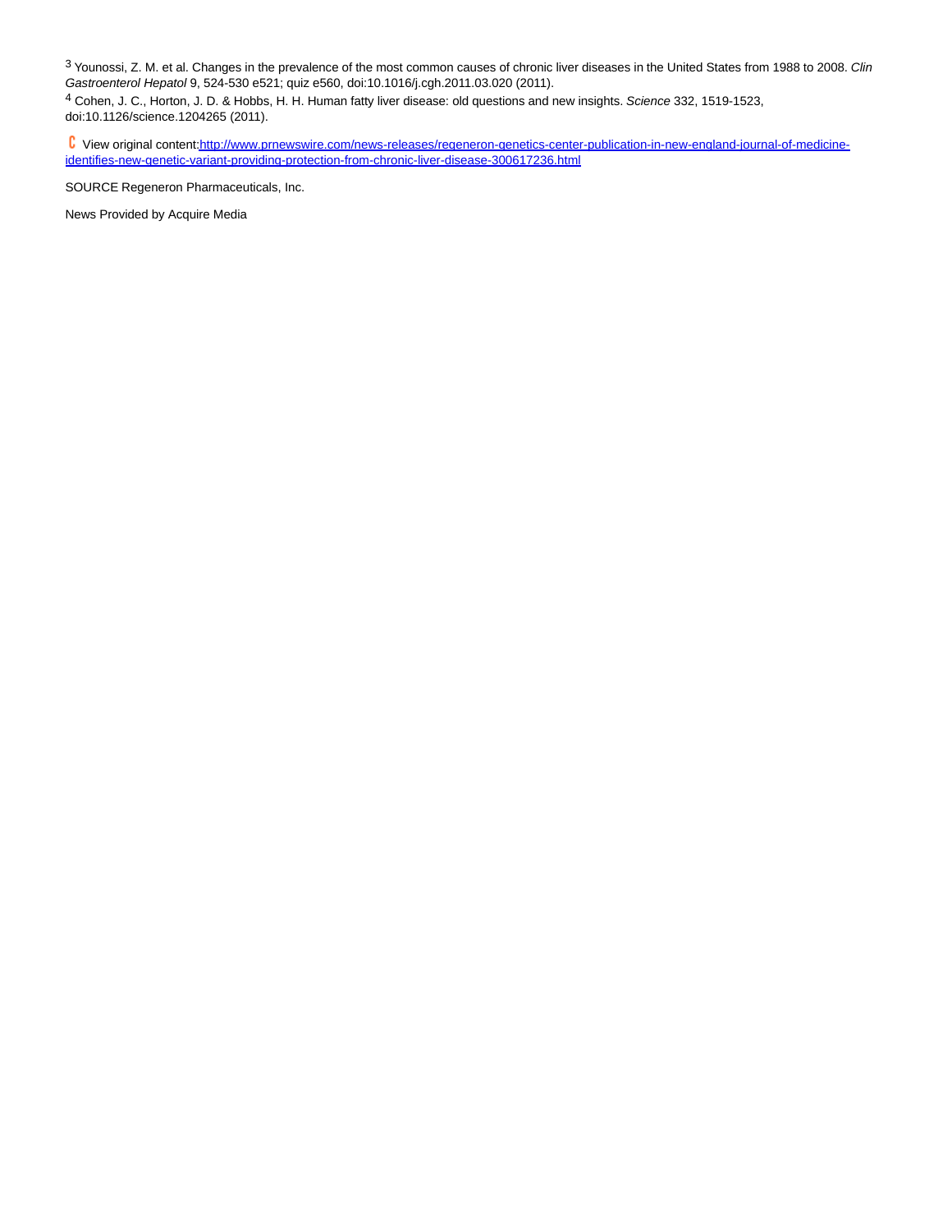[3] Younossi, Z. M. et al. Changes in the prevalence of the most common causes of chronic liver diseases in the United States from 1988 to 2008. *Clin Gastroenterol Hepatol* 9, 524-530 e521; quiz e560, doi:10.1016/j.cgh.2011.03.020 (2011).

[4] Cohen, J. C., Horton, J. D. & Hobbs, H. H. Human fatty liver disease: old questions and new insights. *Science* 332, 1519-1523, doi:10.1126/science.1204265 (2011).

View original content:[http://www.prnewswire.com/news-releases/regeneron-genetics-center-publication-in-new-england-journal-of-medicine-identifies-new-genetic-variant-providing-protection-from-chronic-liver-disease-300617236.html](http://www.prnewswire.com/news-releases/regeneron-genetics-center-publication-in-new-england-journal-of-medicine-identifies-new-genetic-variant-providing-protection-from-chronic-liver-disease-300617236.html)

SOURCE Regeneron Pharmaceuticals, Inc.

News Provided by Acquire Media